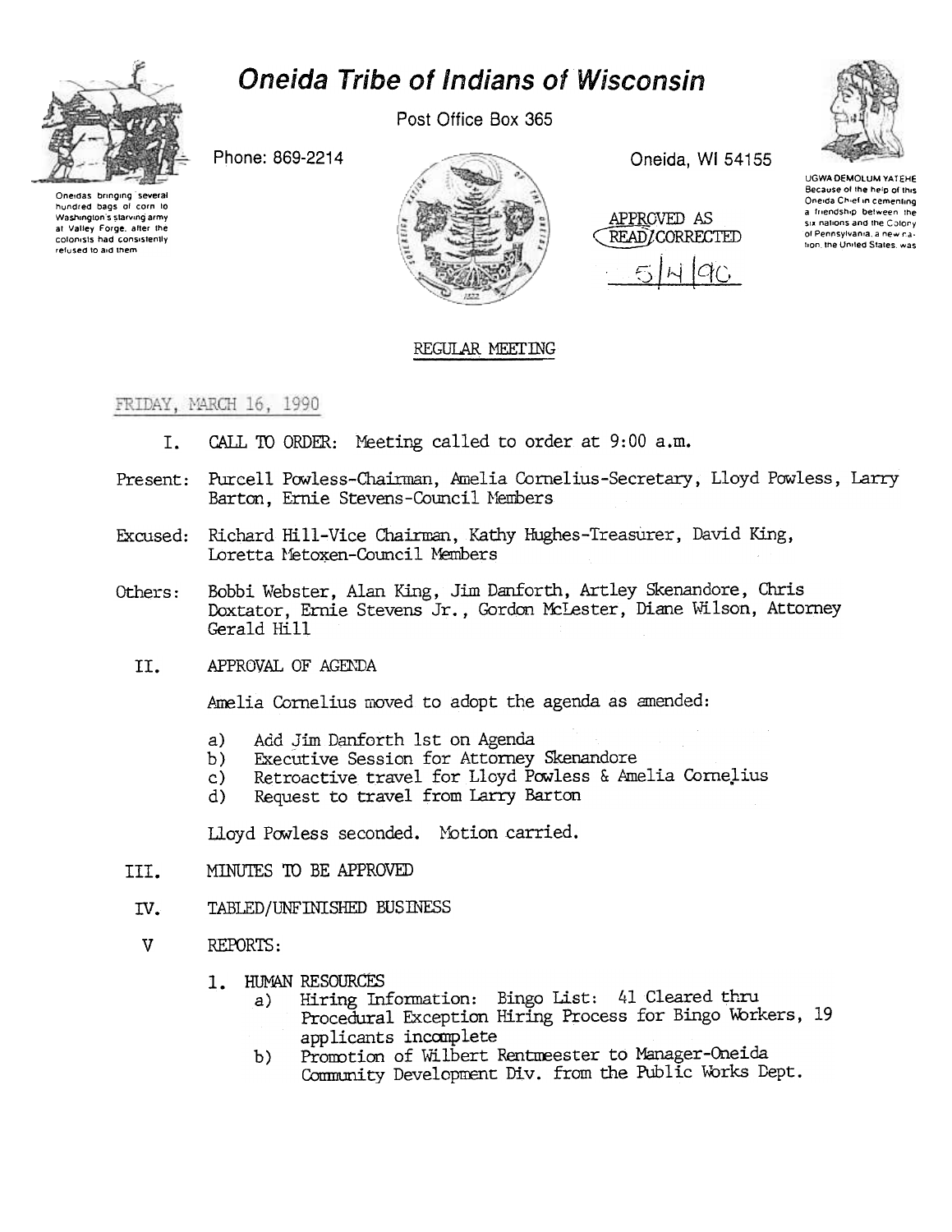# Oneida Tribe of Indians of Wisconsin

Oneidas bringing several hundred bags of corn to Washington's starving army at Valley Forge, after the colonists had consistently refused to aid them

Post Office Box 365

Phone: 869-2214

Oneida, WI 54155

UGWA DEMOLUM YATEHE Because of the help of this Oneida Chief in cementing a friendship between the six nations and the Colony of Pennsylvania, a new nation, the United States, was

APPROVED AS READ/CORRECTED 5/4/90

## REGULAR MEETING

FRIDAY, MARCH 16, 1990

I. CALL TO ORDER: Meeting called to order at 9:00 a.m.

Present: Purcell Powless-Chairman, Amelia Cornelius-Secretary, Lloyd Powless, Larry Barton, Ernie Stevens-Council Members

Excused: Richard Hill-Vice Chairman, Kathy Hughes-Treasurer, David King, Loretta Metoxen-Council Members

Others: Bobbi Webster, Alan King, Jim Danforth, Artley Skenandore, Chris Doxtator, Ernie Stevens Jr., Gordon McLester, Diane Wilson, Attorney Gerald Hill

II. APPROVAL OF AGENDA

Amelia Cornelius moved to adopt the agenda as amended:

a) Add Jim Danforth 1st on Agenda
b) Executive Session for Attorney Skenandore
c) Retroactive travel for Lloyd Powless & Amelia Cornelius
d) Request to travel from Larry Barton

Lloyd Powless seconded. Motion carried.

III. MINUTES TO BE APPROVED

IV. TABLED/UNFINISHED BUSINESS

V REPORTS:

1. HUMAN RESOURCES
   a) Hiring Information: Bingo List: 41 Cleared thru Procedural Exception Hiring Process for Bingo Workers, 19 applicants incomplete
   b) Promotion of Wilbert Rentmeester to Manager-Oneida Community Development Div. from the Public Works Dept.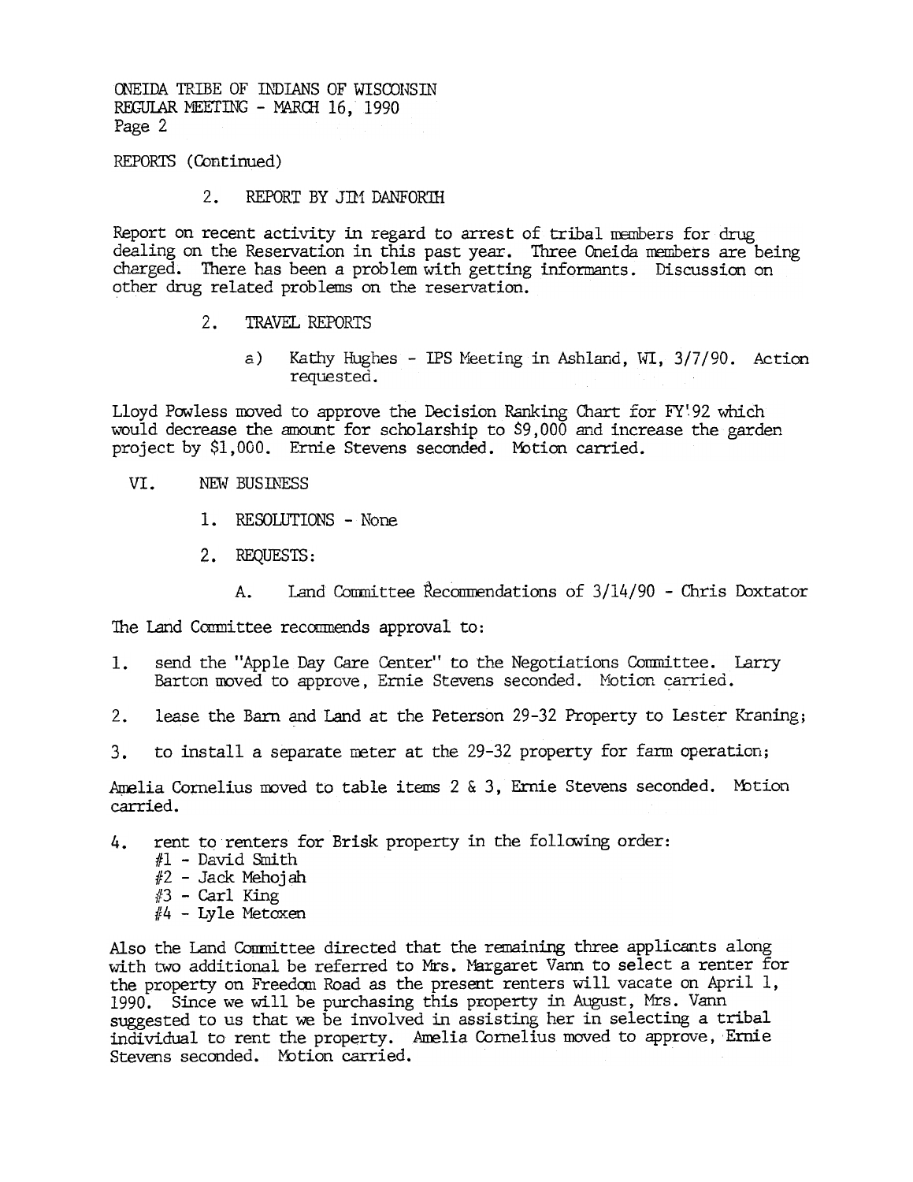REPORTS (Continued)

2. REPORT BY JIM DANFORTH

Report on recent activity in regard to arrest of tribal members for drug dealing on the Reservation in this past year. Three Oneida members are being charged. There has been a problem with getting informants. Discussion on other drug related problems on the reservation.

2. TRAVEL REPORTS

   a) Kathy Hughes - IPS Meeting in Ashland, WI, 3/7/90. Action requested.

Lloyd Powless moved to approve the Decision Ranking Chart for FY'92 which would decrease the amount for scholarship to $9,000 and increase the garden project by $1,000. Ernie Stevens seconded. Motion carried.

## VI. NEW BUSINESS

1. RESOLUTIONS - None

2. REQUESTS:

   A. Land Committee Recommendations of 3/14/90 - Chris Doxtator

The Land Committee recommends approval to:

1. send the "Apple Day Care Center" to the Negotiations Committee. Larry Barton moved to approve, Ernie Stevens seconded. Motion carried.

2. lease the Barn and Land at the Peterson 29-32 Property to Lester Kraning;

3. to install a separate meter at the 29-32 property for farm operation;

Amelia Cornelius moved to table items 2 & 3, Ernie Stevens seconded. Motion carried.

4. rent to renters for Brisk property in the following order:
   #1 - David Smith
   #2 - Jack Mehojah
   #3 - Carl King
   #4 - Lyle Metoxen

Also the Land Committee directed that the remaining three applicants along with two additional be referred to Mrs. Margaret Vann to select a renter for the property on Freedom Road as the present renters will vacate on April 1, 1990. Since we will be purchasing this property in August, Mrs. Vann suggested to us that we be involved in assisting her in selecting a tribal individual to rent the property. Amelia Cornelius moved to approve, Ernie Stevens seconded. Motion carried.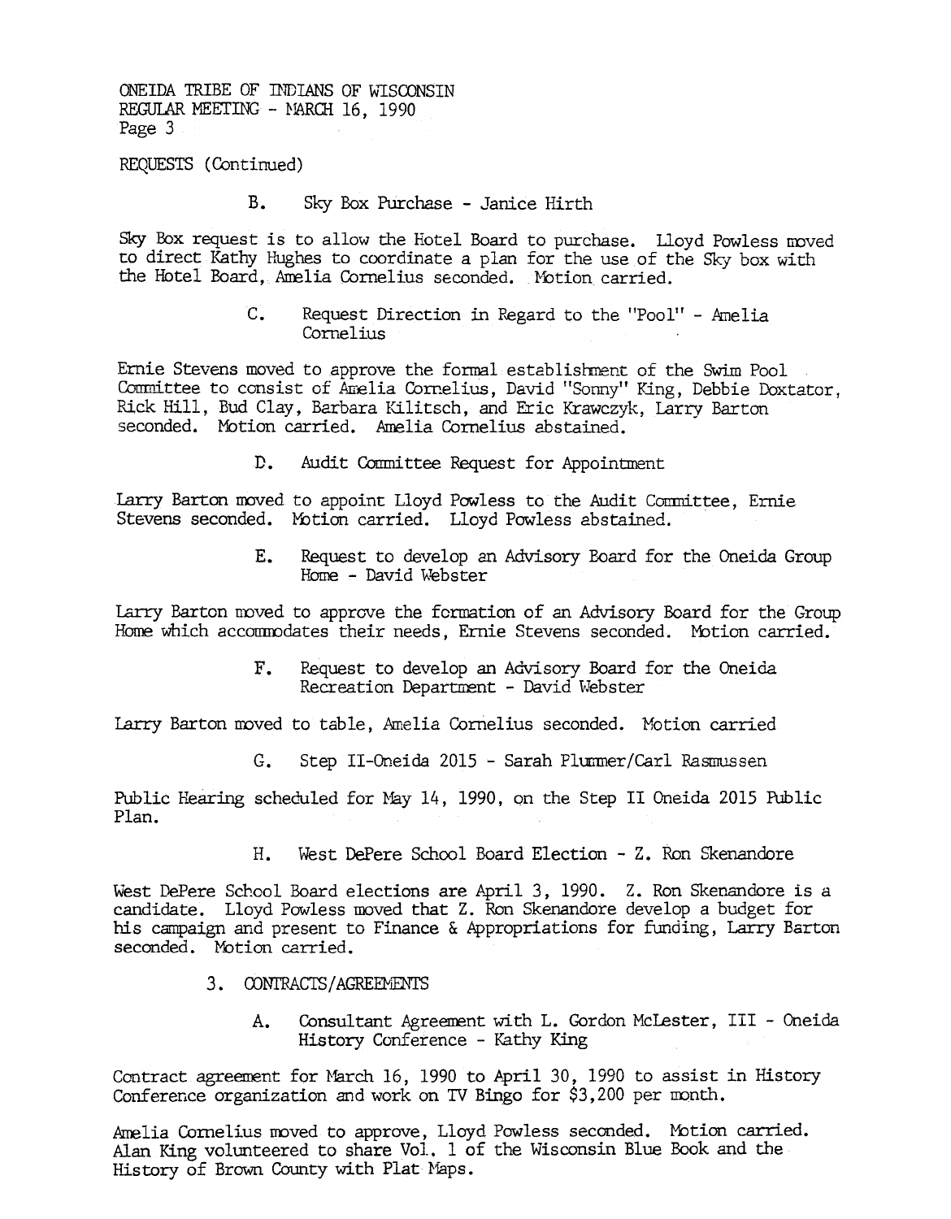REQUESTS (Continued)

B. Sky Box Purchase - Janice Hirth

Sky Box request is to allow the Hotel Board to purchase. Lloyd Powless moved to direct Kathy Hughes to coordinate a plan for the use of the Sky box with the Hotel Board, Amelia Cornelius seconded. Motion carried.

C. Request Direction in Regard to the "Pool" - Amelia Cornelius

Ernie Stevens moved to approve the formal establishment of the Swim Pool Committee to consist of Amelia Cornelius, David "Sonny" King, Debbie Doxtator, Rick Hill, Bud Clay, Barbara Kilitsch, and Eric Krawczyk, Larry Barton seconded. Motion carried. Amelia Cornelius abstained.

D. Audit Committee Request for Appointment

Larry Barton moved to appoint Lloyd Powless to the Audit Committee, Ernie Stevens seconded. Motion carried. Lloyd Powless abstained.

E. Request to develop an Advisory Board for the Oneida Group Home - David Webster

Larry Barton moved to approve the formation of an Advisory Board for the Group Home which accommodates their needs, Ernie Stevens seconded. Motion carried.

F. Request to develop an Advisory Board for the Oneida Recreation Department - David Webster

Larry Barton moved to table, Amelia Cornelius seconded. Motion carried

G. Step II-Oneida 2015 - Sarah Plummer/Carl Rasmussen

Public Hearing scheduled for May 14, 1990, on the Step II Oneida 2015 Public Plan.

H. West DePere School Board Election - Z. Ron Skenandore

West DePere School Board elections are April 3, 1990. Z. Ron Skenandore is a candidate. Lloyd Powless moved that Z. Ron Skenandore develop a budget for his campaign and present to Finance & Appropriations for funding, Larry Barton seconded. Motion carried.

3. CONTRACTS/AGREEMENTS

A. Consultant Agreement with L. Gordon McLester, III - Oneida History Conference - Kathy King

Contract agreement for March 16, 1990 to April 30, 1990 to assist in History Conference organization and work on TV Bingo for $3,200 per month.

Amelia Cornelius moved to approve, Lloyd Powless seconded. Motion carried. Alan King volunteered to share Vol. 1 of the Wisconsin Blue Book and the History of Brown County with Plat Maps.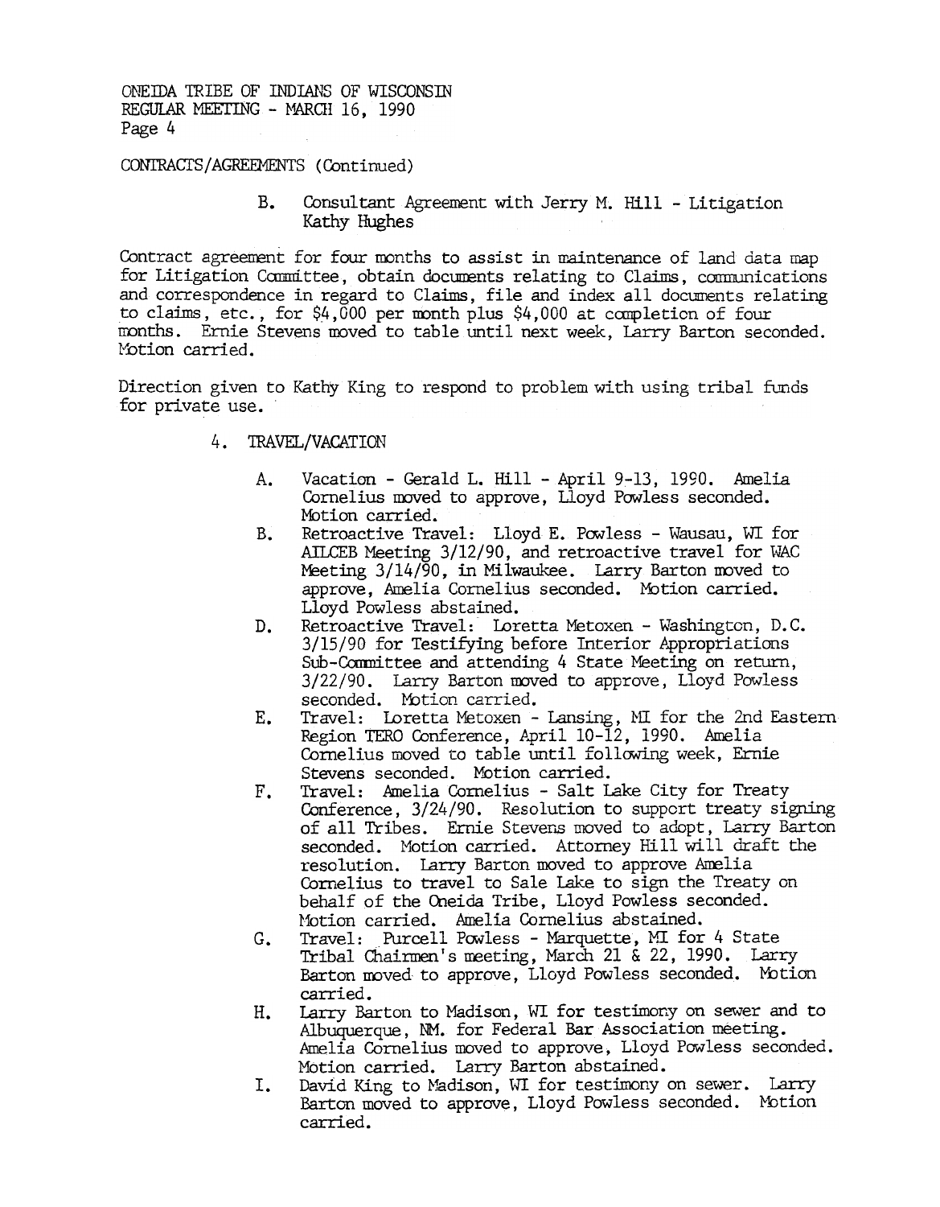CONTRACTS/AGREEMENTS (Continued)

B. Consultant Agreement with Jerry M. Hill - Litigation
Kathy Hughes

Contract agreement for four months to assist in maintenance of land data map for Litigation Committee, obtain documents relating to Claims, communications and correspondence in regard to Claims, file and index all documents relating to claims, etc., for $4,000 per month plus $4,000 at completion of four months. Ernie Stevens moved to table until next week, Larry Barton seconded. Motion carried.

Direction given to Kathy King to respond to problem with using tribal funds for private use.

4. TRAVEL/VACATION

A. Vacation - Gerald L. Hill - April 9-13, 1990. Amelia Cornelius moved to approve, Lloyd Powless seconded. Motion carried.

B. Retroactive Travel: Lloyd E. Powless - Wausau, WI for AILCEB Meeting 3/12/90, and retroactive travel for WAC Meeting 3/14/90, in Milwaukee. Larry Barton moved to approve, Amelia Cornelius seconded. Motion carried. Lloyd Powless abstained.

D. Retroactive Travel: Loretta Metoxen - Washington, D.C. 3/15/90 for Testifying before Interior Appropriations Sub-Committee and attending 4 State Meeting on return, 3/22/90. Larry Barton moved to approve, Lloyd Powless seconded. Motion carried.

E. Travel: Loretta Metoxen - Lansing, MI for the 2nd Eastern Region TERO Conference, April 10-12, 1990. Amelia Cornelius moved to table until following week, Ernie Stevens seconded. Motion carried.

F. Travel: Amelia Cornelius - Salt Lake City for Treaty Conference, 3/24/90. Resolution to support treaty signing of all Tribes. Ernie Stevens moved to adopt, Larry Barton seconded. Motion carried. Attorney Hill will draft the resolution. Larry Barton moved to approve Amelia Cornelius to travel to Sale Lake to sign the Treaty on behalf of the Oneida Tribe, Lloyd Powless seconded. Motion carried. Amelia Cornelius abstained.

G. Travel: Purcell Powless - Marquette, MI for 4 State Tribal Chairmen's meeting, March 21 & 22, 1990. Larry Barton moved to approve, Lloyd Powless seconded. Motion carried.

H. Larry Barton to Madison, WI for testimony on sewer and to Albuquerque, NM. for Federal Bar Association meeting. Amelia Cornelius moved to approve, Lloyd Powless seconded. Motion carried. Larry Barton abstained.

I. David King to Madison, WI for testimony on sewer. Larry Barton moved to approve, Lloyd Powless seconded. Motion carried.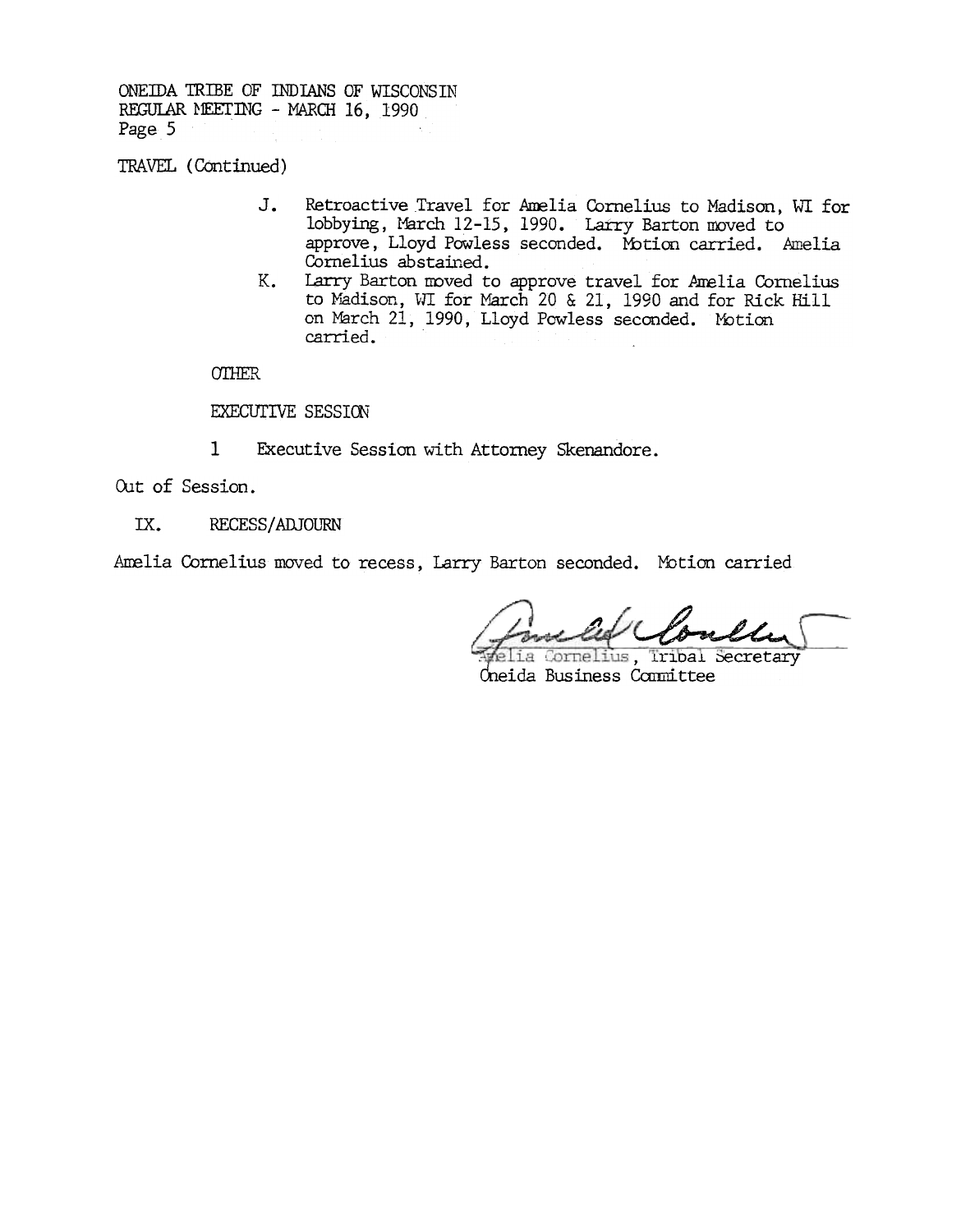TRAVEL (Continued)

J. Retroactive Travel for Amelia Cornelius to Madison, WI for lobbying, March 12-15, 1990. Larry Barton moved to approve, Lloyd Powless seconded. Motion carried. Amelia Cornelius abstained.

K. Larry Barton moved to approve travel for Amelia Cornelius to Madison, WI for March 20 & 21, 1990 and for Rick Hill on March 21, 1990, Lloyd Powless seconded. Motion carried.

OTHER

EXECUTIVE SESSION

1 Executive Session with Attorney Skenandore.

Out of Session.

IX. RECESS/ADJOURN

Amelia Cornelius moved to recess, Larry Barton seconded. Motion carried

Amelia Cornelius, Tribal Secretary
Oneida Business Committee